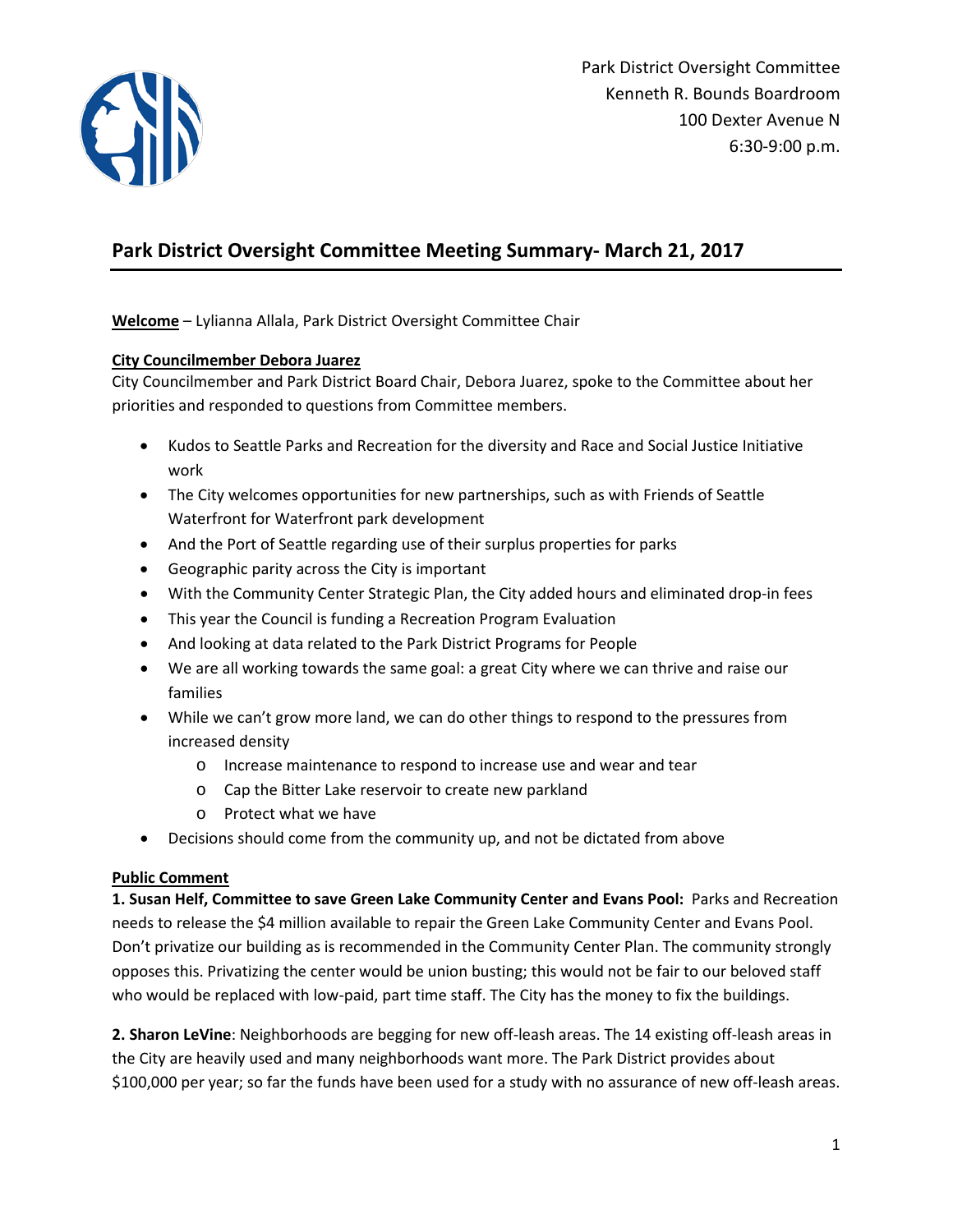Park District Oversight Committee
Kenneth R. Bounds Boardroom
100 Dexter Avenue N
6:30-9:00 p.m.

# Park District Oversight Committee Meeting Summary- March 21, 2017

**Welcome** – Lylianna Allala, Park District Oversight Committee Chair

**City Councilmember Debora Juarez**

City Councilmember and Park District Board Chair, Debora Juarez, spoke to the Committee about her priorities and responded to questions from Committee members.

- Kudos to Seattle Parks and Recreation for the diversity and Race and Social Justice Initiative work
- The City welcomes opportunities for new partnerships, such as with Friends of Seattle Waterfront for Waterfront park development
- And the Port of Seattle regarding use of their surplus properties for parks
- Geographic parity across the City is important
- With the Community Center Strategic Plan, the City added hours and eliminated drop-in fees
- This year the Council is funding a Recreation Program Evaluation
- And looking at data related to the Park District Programs for People
- We are all working towards the same goal: a great City where we can thrive and raise our families
- While we can't grow more land, we can do other things to respond to the pressures from increased density
  - Increase maintenance to respond to increase use and wear and tear
  - Cap the Bitter Lake reservoir to create new parkland
  - Protect what we have
- Decisions should come from the community up, and not be dictated from above

**Public Comment**

**1. Susan Helf, Committee to save Green Lake Community Center and Evans Pool:** Parks and Recreation needs to release the $4 million available to repair the Green Lake Community Center and Evans Pool. Don't privatize our building as is recommended in the Community Center Plan. The community strongly opposes this. Privatizing the center would be union busting; this would not be fair to our beloved staff who would be replaced with low-paid, part time staff. The City has the money to fix the buildings.

**2. Sharon LeVine**: Neighborhoods are begging for new off-leash areas. The 14 existing off-leash areas in the City are heavily used and many neighborhoods want more. The Park District provides about $100,000 per year; so far the funds have been used for a study with no assurance of new off-leash areas.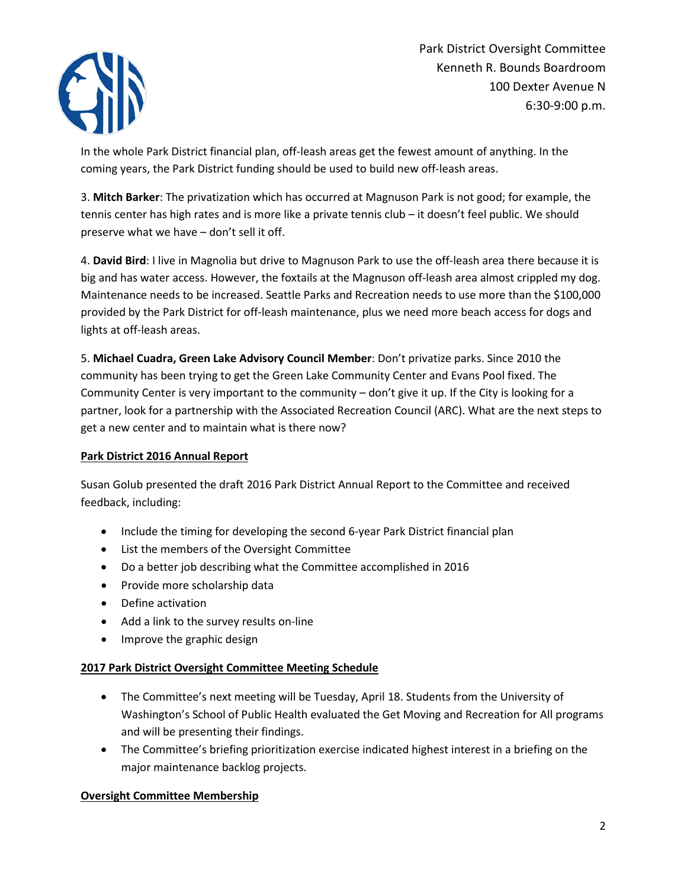In the whole Park District financial plan, off-leash areas get the fewest amount of anything. In the coming years, the Park District funding should be used to build new off-leash areas.

3. **Mitch Barker**: The privatization which has occurred at Magnuson Park is not good; for example, the tennis center has high rates and is more like a private tennis club – it doesn't feel public. We should preserve what we have – don't sell it off.

4. **David Bird**: I live in Magnolia but drive to Magnuson Park to use the off-leash area there because it is big and has water access. However, the foxtails at the Magnuson off-leash area almost crippled my dog. Maintenance needs to be increased. Seattle Parks and Recreation needs to use more than the $100,000 provided by the Park District for off-leash maintenance, plus we need more beach access for dogs and lights at off-leash areas.

5. **Michael Cuadra, Green Lake Advisory Council Member**: Don't privatize parks. Since 2010 the community has been trying to get the Green Lake Community Center and Evans Pool fixed. The Community Center is very important to the community – don't give it up. If the City is looking for a partner, look for a partnership with the Associated Recreation Council (ARC). What are the next steps to get a new center and to maintain what is there now?

**Park District 2016 Annual Report**

Susan Golub presented the draft 2016 Park District Annual Report to the Committee and received feedback, including:

- Include the timing for developing the second 6-year Park District financial plan
- List the members of the Oversight Committee
- Do a better job describing what the Committee accomplished in 2016
- Provide more scholarship data
- Define activation
- Add a link to the survey results on-line
- Improve the graphic design

**2017 Park District Oversight Committee Meeting Schedule**

- The Committee's next meeting will be Tuesday, April 18. Students from the University of Washington's School of Public Health evaluated the Get Moving and Recreation for All programs and will be presenting their findings.
- The Committee's briefing prioritization exercise indicated highest interest in a briefing on the major maintenance backlog projects.

**Oversight Committee Membership**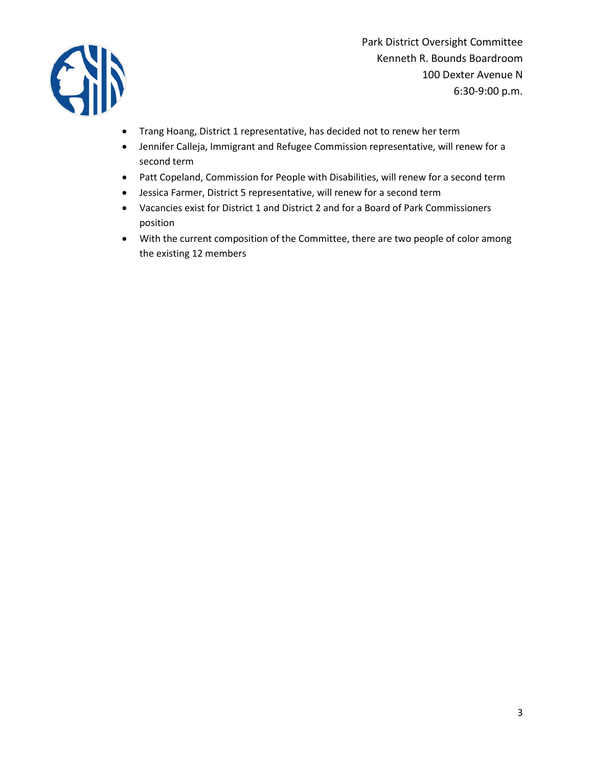- Trang Hoang, District 1 representative, has decided not to renew her term
- Jennifer Calleja, Immigrant and Refugee Commission representative, will renew for a second term
- Patt Copeland, Commission for People with Disabilities, will renew for a second term
- Jessica Farmer, District 5 representative, will renew for a second term
- Vacancies exist for District 1 and District 2 and for a Board of Park Commissioners position
- With the current composition of the Committee, there are two people of color among the existing 12 members